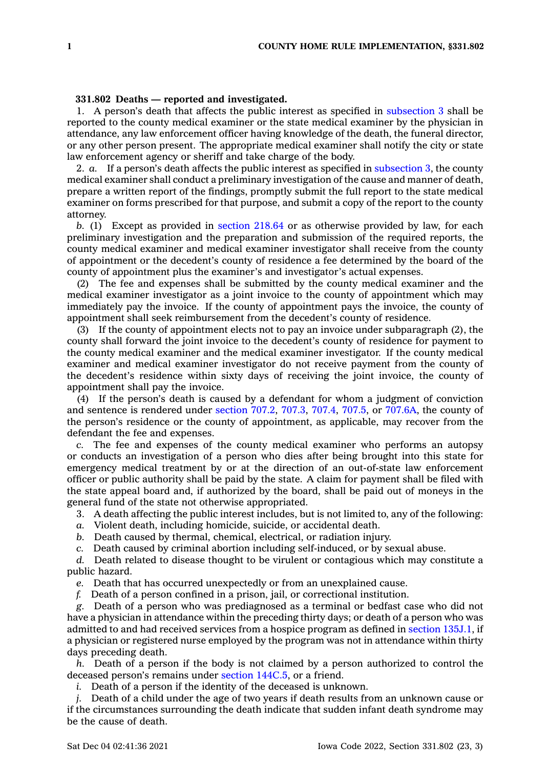**331.802 Deaths — reported and investigated.**

1. A person's death that affects the public interest as specified in subsection 3 shall be reported to the county medical examiner or the state medical examiner by the physician in attendance, any law enforcement officer having knowledge of the death, the funeral director, or any other person present. The appropriate medical examiner shall notify the city or state law enforcement agency or sheriff and take charge of the body.

2. *a.* If a person's death affects the public interest as specified in subsection 3, the county medical examiner shall conduct a preliminary investigation of the cause and manner of death, prepare a written report of the findings, promptly submit the full report to the state medical examiner on forms prescribed for that purpose, and submit a copy of the report to the county attorney.

*b.* (1) Except as provided in section 218.64 or as otherwise provided by law, for each preliminary investigation and the preparation and submission of the required reports, the county medical examiner and medical examiner investigator shall receive from the county of appointment or the decedent's county of residence a fee determined by the board of the county of appointment plus the examiner's and investigator's actual expenses.

(2) The fee and expenses shall be submitted by the county medical examiner and the medical examiner investigator as a joint invoice to the county of appointment which may immediately pay the invoice. If the county of appointment pays the invoice, the county of appointment shall seek reimbursement from the decedent's county of residence.

(3) If the county of appointment elects not to pay an invoice under subparagraph (2), the county shall forward the joint invoice to the decedent's county of residence for payment to the county medical examiner and the medical examiner investigator. If the county medical examiner and medical examiner investigator do not receive payment from the county of the decedent's residence within sixty days of receiving the joint invoice, the county of appointment shall pay the invoice.

(4) If the person's death is caused by a defendant for whom a judgment of conviction and sentence is rendered under section 707.2, 707.3, 707.4, 707.5, or 707.6A, the county of the person's residence or the county of appointment, as applicable, may recover from the defendant the fee and expenses.

*c.* The fee and expenses of the county medical examiner who performs an autopsy or conducts an investigation of a person who dies after being brought into this state for emergency medical treatment by or at the direction of an out-of-state law enforcement officer or public authority shall be paid by the state. A claim for payment shall be filed with the state appeal board and, if authorized by the board, shall be paid out of moneys in the general fund of the state not otherwise appropriated.

3. A death affecting the public interest includes, but is not limited to, any of the following:

*a.* Violent death, including homicide, suicide, or accidental death.

*b.* Death caused by thermal, chemical, electrical, or radiation injury.

*c.* Death caused by criminal abortion including self-induced, or by sexual abuse.

*d.* Death related to disease thought to be virulent or contagious which may constitute a public hazard.

*e.* Death that has occurred unexpectedly or from an unexplained cause.

*f.* Death of a person confined in a prison, jail, or correctional institution.

*g.* Death of a person who was prediagnosed as a terminal or bedfast case who did not have a physician in attendance within the preceding thirty days; or death of a person who was admitted to and had received services from a hospice program as defined in section 135J.1, if a physician or registered nurse employed by the program was not in attendance within thirty days preceding death.

*h.* Death of a person if the body is not claimed by a person authorized to control the deceased person's remains under section 144C.5, or a friend.

*i.* Death of a person if the identity of the deceased is unknown.

*j.* Death of a child under the age of two years if death results from an unknown cause or if the circumstances surrounding the death indicate that sudden infant death syndrome may be the cause of death.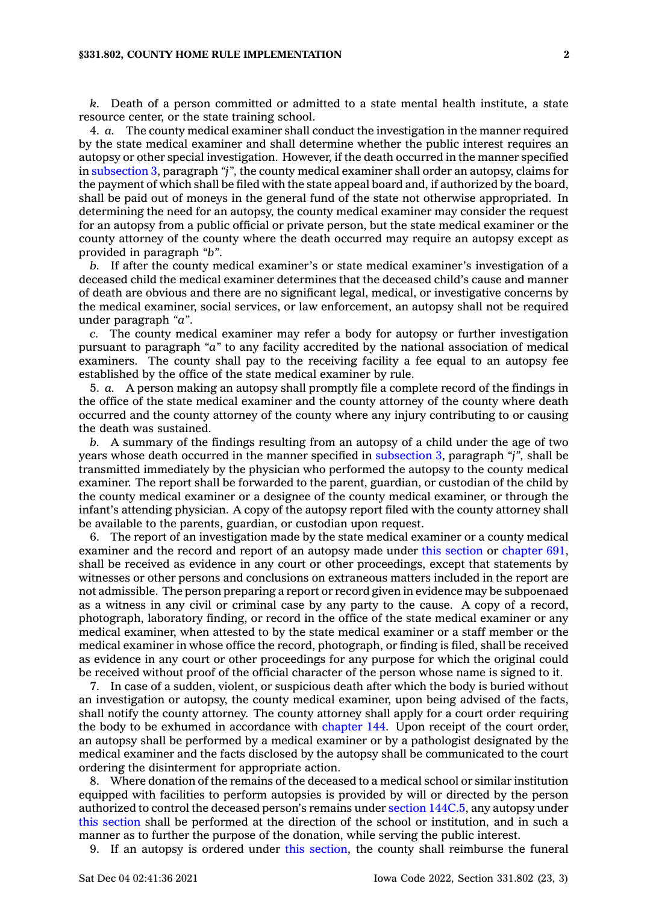*k.* Death of a person committed or admitted to a state mental health institute, a state resource center, or the state training school.

4. *a.* The county medical examiner shall conduct the investigation in the manner required by the state medical examiner and shall determine whether the public interest requires an autopsy or other special investigation. However, if the death occurred in the manner specified in subsection 3, paragraph *"j"*, the county medical examiner shall order an autopsy, claims for the payment of which shall be filed with the state appeal board and, if authorized by the board, shall be paid out of moneys in the general fund of the state not otherwise appropriated. In determining the need for an autopsy, the county medical examiner may consider the request for an autopsy from a public official or private person, but the state medical examiner or the county attorney of the county where the death occurred may require an autopsy except as provided in paragraph *"b"*.

*b.* If after the county medical examiner's or state medical examiner's investigation of a deceased child the medical examiner determines that the deceased child's cause and manner of death are obvious and there are no significant legal, medical, or investigative concerns by the medical examiner, social services, or law enforcement, an autopsy shall not be required under paragraph *"a"*.

*c.* The county medical examiner may refer a body for autopsy or further investigation pursuant to paragraph *"a"* to any facility accredited by the national association of medical examiners. The county shall pay to the receiving facility a fee equal to an autopsy fee established by the office of the state medical examiner by rule.

5. *a.* A person making an autopsy shall promptly file a complete record of the findings in the office of the state medical examiner and the county attorney of the county where death occurred and the county attorney of the county where any injury contributing to or causing the death was sustained.

*b.* A summary of the findings resulting from an autopsy of a child under the age of two years whose death occurred in the manner specified in subsection 3, paragraph *"j"*, shall be transmitted immediately by the physician who performed the autopsy to the county medical examiner. The report shall be forwarded to the parent, guardian, or custodian of the child by the county medical examiner or a designee of the county medical examiner, or through the infant's attending physician. A copy of the autopsy report filed with the county attorney shall be available to the parents, guardian, or custodian upon request.

6. The report of an investigation made by the state medical examiner or a county medical examiner and the record and report of an autopsy made under this section or chapter 691, shall be received as evidence in any court or other proceedings, except that statements by witnesses or other persons and conclusions on extraneous matters included in the report are not admissible. The person preparing a report or record given in evidence may be subpoenaed as a witness in any civil or criminal case by any party to the cause. A copy of a record, photograph, laboratory finding, or record in the office of the state medical examiner or any medical examiner, when attested to by the state medical examiner or a staff member or the medical examiner in whose office the record, photograph, or finding is filed, shall be received as evidence in any court or other proceedings for any purpose for which the original could be received without proof of the official character of the person whose name is signed to it.

7. In case of a sudden, violent, or suspicious death after which the body is buried without an investigation or autopsy, the county medical examiner, upon being advised of the facts, shall notify the county attorney. The county attorney shall apply for a court order requiring the body to be exhumed in accordance with chapter 144. Upon receipt of the court order, an autopsy shall be performed by a medical examiner or by a pathologist designated by the medical examiner and the facts disclosed by the autopsy shall be communicated to the court ordering the disinterment for appropriate action.

8. Where donation of the remains of the deceased to a medical school or similar institution equipped with facilities to perform autopsies is provided by will or directed by the person authorized to control the deceased person's remains under section 144C.5, any autopsy under this section shall be performed at the direction of the school or institution, and in such a manner as to further the purpose of the donation, while serving the public interest.

9. If an autopsy is ordered under this section, the county shall reimburse the funeral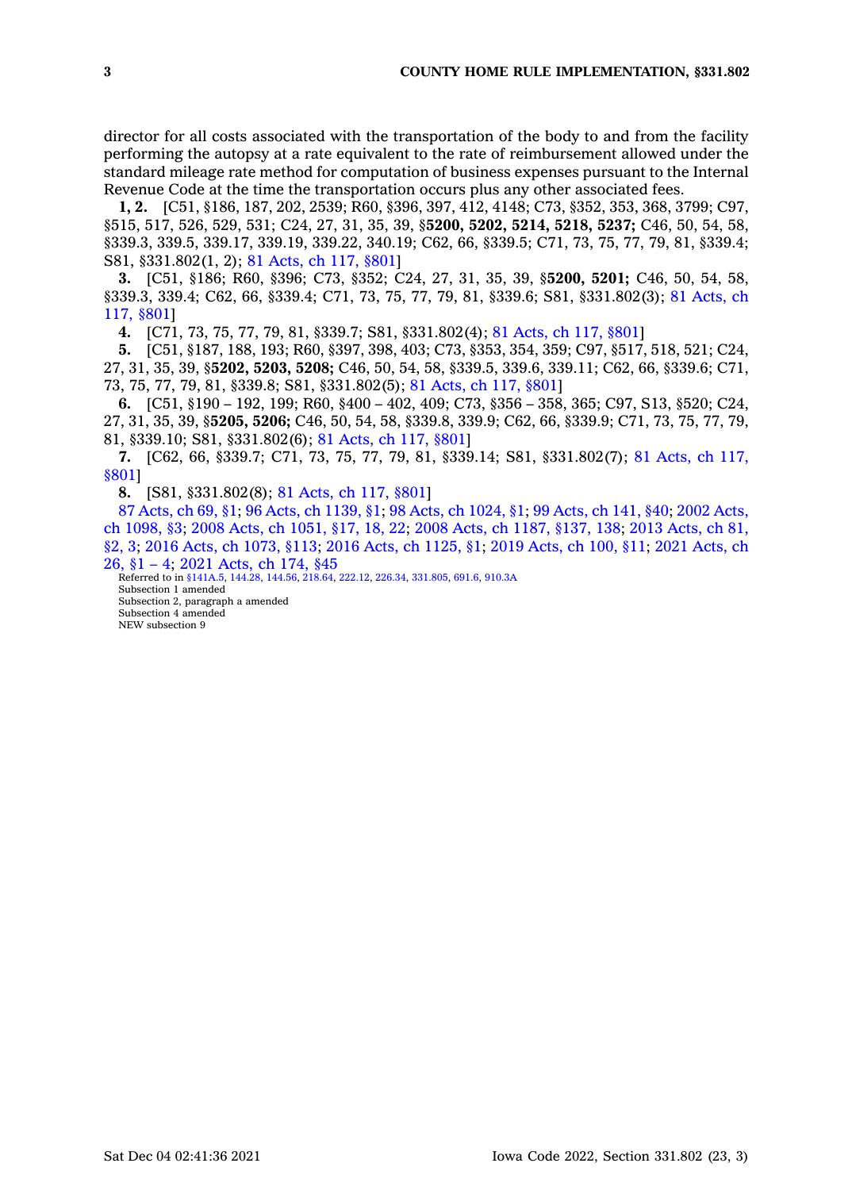director for all costs associated with the transportation of the body to and from the facility performing the autopsy at a rate equivalent to the rate of reimbursement allowed under the standard mileage rate method for computation of business expenses pursuant to the Internal Revenue Code at the time the transportation occurs plus any other associated fees.

**1, 2.** [C51, §186, 187, 202, 2539; R60, §396, 397, 412, 4148; C73, §352, 353, 368, 3799; C97, §515, 517, 526, 529, 531; C24, 27, 31, 35, 39, §**5200, 5202, 5214, 5218, 5237;** C46, 50, 54, 58, §339.3, 339.5, 339.17, 339.19, 339.22, 340.19; C62, 66, §339.5; C71, 73, 75, 77, 79, 81, §339.4; S81, §331.802(1, 2); 81 Acts, ch 117, §801]

**3.** [C51, §186; R60, §396; C73, §352; C24, 27, 31, 35, 39, §**5200, 5201;** C46, 50, 54, 58, §339.3, 339.4; C62, 66, §339.4; C71, 73, 75, 77, 79, 81, §339.6; S81, §331.802(3); 81 Acts, ch 117, §801]

**4.** [C71, 73, 75, 77, 79, 81, §339.7; S81, §331.802(4); 81 Acts, ch 117, §801]

**5.** [C51, §187, 188, 193; R60, §397, 398, 403; C73, §353, 354, 359; C97, §517, 518, 521; C24, 27, 31, 35, 39, §**5202, 5203, 5208;** C46, 50, 54, 58, §339.5, 339.6, 339.11; C62, 66, §339.6; C71, 73, 75, 77, 79, 81, §339.8; S81, §331.802(5); 81 Acts, ch 117, §801]

**6.** [C51, §190 – 192, 199; R60, §400 – 402, 409; C73, §356 – 358, 365; C97, S13, §520; C24, 27, 31, 35, 39, §**5205, 5206;** C46, 50, 54, 58, §339.8, 339.9; C62, 66, §339.9; C71, 73, 75, 77, 79, 81, §339.10; S81, §331.802(6); 81 Acts, ch 117, §801]

**7.** [C62, 66, §339.7; C71, 73, 75, 77, 79, 81, §339.14; S81, §331.802(7); 81 Acts, ch 117, §801]

**8.** [S81, §331.802(8); 81 Acts, ch 117, §801]

87 Acts, ch 69, §1; 96 Acts, ch 1139, §1; 98 Acts, ch 1024, §1; 99 Acts, ch 141, §40; 2002 Acts, ch 1098, §3; 2008 Acts, ch 1051, §17, 18, 22; 2008 Acts, ch 1187, §137, 138; 2013 Acts, ch 81, §2, 3; 2016 Acts, ch 1073, §113; 2016 Acts, ch 1125, §1; 2019 Acts, ch 100, §11; 2021 Acts, ch 26, §1 – 4; 2021 Acts, ch 174, §45

Referred to in §141A.5, 144.28, 144.56, 218.64, 222.12, 226.34, 331.805, 691.6, 910.3A

Subsection 1 amended

Subsection 2, paragraph a amended

Subsection 4 amended

NEW subsection 9